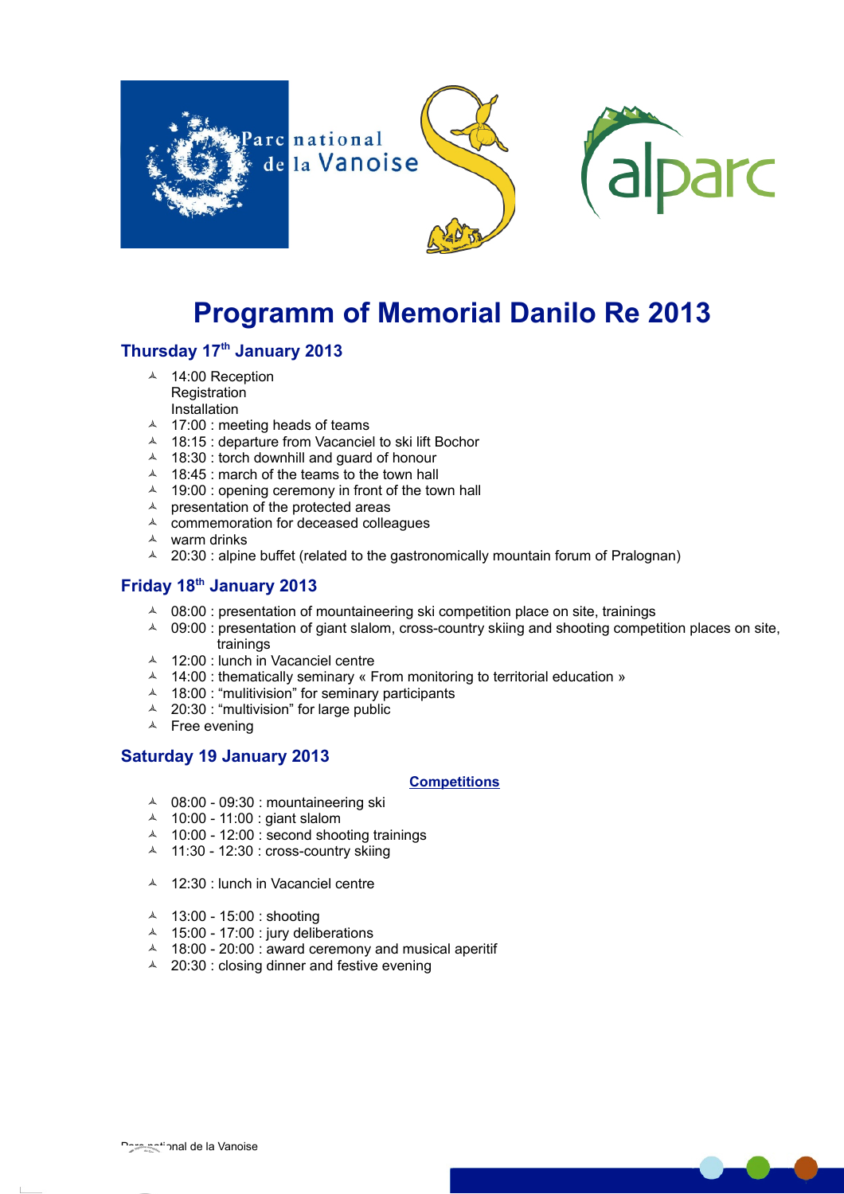# Programm of Memorial Danilo Re 2013

## Thursday 17th January 2013

- 14:00 Reception
  Registration
  Installation
- 17:00 : meeting heads of teams
- 18:15 : departure from Vacanciel to ski lift Bochor
- 18:30 : torch downhill and guard of honour
- 18:45 : march of the teams to the town hall
- 19:00 : opening ceremony in front of the town hall
- presentation of the protected areas
- commemoration for deceased colleagues
- warm drinks
- 20:30 : alpine buffet (related to the gastronomically mountain forum of Pralognan)

## Friday 18th January 2013

- 08:00 : presentation of mountaineering ski competition place on site, trainings
- 09:00 : presentation of giant slalom, cross-country skiing and shooting competition places on site, trainings
- 12:00 : lunch in Vacanciel centre
- 14:00 : thematically seminary « From monitoring to territorial education »
- 18:00 : “mulitivision” for seminary participants
- 20:30 : “multivision” for large public
- Free evening

## Saturday 19 January 2013

**Competitions**

- 08:00 - 09:30 : mountaineering ski
- 10:00 - 11:00 : giant slalom
- 10:00 - 12:00 : second shooting trainings
- 11:30 - 12:30 : cross-country skiing

- 12:30 : lunch in Vacanciel centre

- 13:00 - 15:00 : shooting
- 15:00 - 17:00 : jury deliberations
- 18:00 - 20:00 : award ceremony and musical aperitif
- 20:30 : closing dinner and festive evening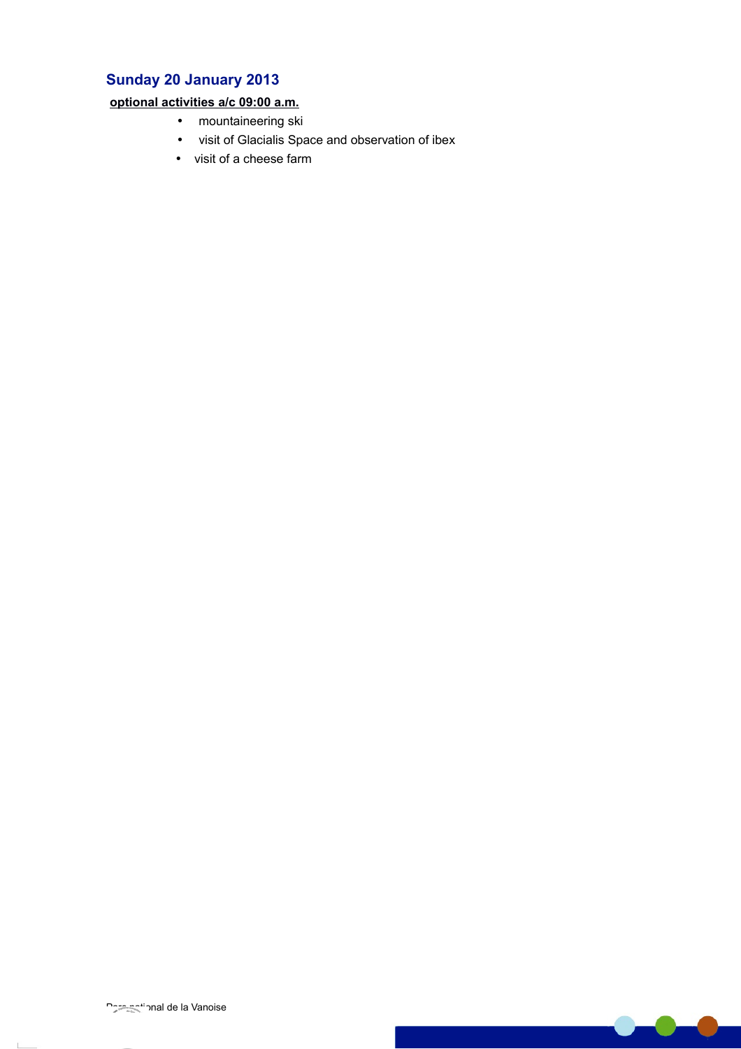## Sunday 20 January 2013

**optional activities a/c 09:00 a.m.**

- mountaineering ski
- visit of Glacialis Space and observation of ibex
- visit of a cheese farm